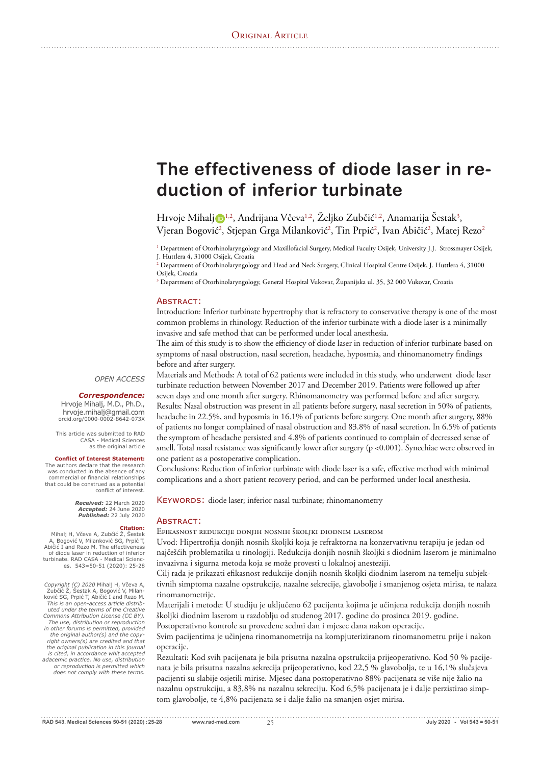Original Article

# The effectiveness of diode laser in reduction of inferior turbinate

Hrvoje Mihalj[1,2], Andrijana Včeva[1,2], Željko Zubčić[1,2], Anamarija Šestak[3], Vjeran Bogović[2], Stjepan Grga Milanković[2], Tin Prpić[2], Ivan Abičić[2], Matej Rezo[2]

[1] Department of Otorhinolaryngology and Maxillofacial Surgery, Medical Faculty Osijek, University J.J. Strossmayer Osijek, J. Huttlera 4, 31000 Osijek, Croatia

[2] Department of Otorhinolaryngology and Head and Neck Surgery, Clinical Hospital Centre Osijek, J. Huttlera 4, 31000 Osijek, Croatia

[3] Department of Otorhinolaryngology, General Hospital Vukovar, Županijska ul. 35, 32 000 Vukovar, Croatia

OPEN ACCESS

***Correspondence:***
Hrvoje Mihalj, M.D., Ph.D.,
hrvoje.mihalj@gmail.com
orcid.org/0000-0002-8642-073X

This article was submitted to RAD CASA - Medical Sciences as the original article

**Conflict of Interest Statement:**
The authors declare that the research was conducted in the absence of any commercial or financial relationships that could be construed as a potential conflict of interest.

***Received:*** 22 March 2020
***Accepted:*** 24 June 2020
***Published:*** 22 July 2020

**Citation:**
Mihalj H, Včeva A, Zubčić Ž, Šestak A, Bogović V, Milanković SG, Prpić T, Abičić I and Rezo M. The effectiveness of diode laser in reduction of inferior turbinate. RAD CASA - Medical Sciences. 543=50-51 (2020): 25-28

*Copyright (C) 2020 Mihalj H, Včeva A, Zubčić Ž, Šestak A, Bogović V, Milanković SG, Prpić T, Abičić I and Rezo M. This is an open-access article distributed under the terms of the Creative Commons Attribution License (CC BY). The use, distribution or reproduction in other forums is permitted, provided the original author(s) and the copyright owners(s) are credited and that the original publication in this journal is cited, in accordance whit accepted adacemic practice. No use, distribution or reproduction is permitted which does not comply with these terms.*

## Abstract:

Introduction: Inferior turbinate hypertrophy that is refractory to conservative therapy is one of the most common problems in rhinology. Reduction of the inferior turbinate with a diode laser is a minimally invasive and safe method that can be performed under local anesthesia.

The aim of this study is to show the efficiency of diode laser in reduction of inferior turbinate based on symptoms of nasal obstruction, nasal secretion, headache, hyposmia, and rhinomanometry findings before and after surgery.

Materials and Methods: A total of 62 patients were included in this study, who underwent diode laser turbinate reduction between November 2017 and December 2019. Patients were followed up after seven days and one month after surgery. Rhinomanometry was performed before and after surgery.

Results: Nasal obstruction was present in all patients before surgery, nasal secretion in 50% of patients, headache in 22.5%, and hyposmia in 16.1% of patients before surgery. One month after surgery, 88% of patients no longer complained of nasal obstruction and 83.8% of nasal secretion. In 6.5% of patients the symptom of headache persisted and 4.8% of patients continued to complain of decreased sense of smell. Total nasal resistance was significantly lower after surgery ($p < 0.001$). Synechiae were observed in one patient as a postoperative complication.

Conclusions: Reduction of inferior turbinate with diode laser is a safe, effective method with minimal complications and a short patient recovery period, and can be performed under local anesthesia.

Keywords: diode laser; inferior nasal turbinate; rhinomanometry

## Abstract:

Efikasnost redukcije donjih nosnih školjki diodnim laserom

Uvod: Hipertrofija donjih nosnih školjki koja je refraktorna na konzervativnu terapiju je jedan od najčešćih problematika u rinologiji. Redukcija donjih nosnih školjki s diodnim laserom je minimalno invazivna i sigurna metoda koja se može provesti u lokalnoj anesteziji.

Cilj rada je prikazati efikasnost redukcije donjih nosnih školjki diodnim laserom na temelju subjektivnih simptoma nazalne opstrukcije, nazalne sekrecije, glavobolje i smanjenog osjeta mirisa, te nalaza rinomanometrije.

Materijali i metode: U studiju je uključeno 62 pacijenta kojima je učinjena redukcija donjih nosnih školjki diodnim laserom u razdoblju od studenog 2017. godine do prosinca 2019. godine.

Postoperativno kontrole su provedene sedmi dan i mjesec dana nakon operacije.

Svim pacijentima je učinjena rinomanometrija na kompjuteriziranom rinomanometru prije i nakon operacije.

Rezultati: Kod svih pacijenata je bila prisutna nazalna opstrukcija prijeoperativno. Kod 50 % pacijenata je bila prisutna nazalna sekrecija prijeoperativno, kod 22,5 % glavobolja, te u 16,1% slučajeva pacijenti su slabije osjetili mirise. Mjesec dana postoperativno 88% pacijenata se više nije žalio na nazalnu opstrukciju, a 83,8% na nazalnu sekreciju. Kod 6,5% pacijenata je i dalje perzistirao simptom glavobolje, te 4,8% pacijenata se i dalje žalio na smanjen osjet mirisa.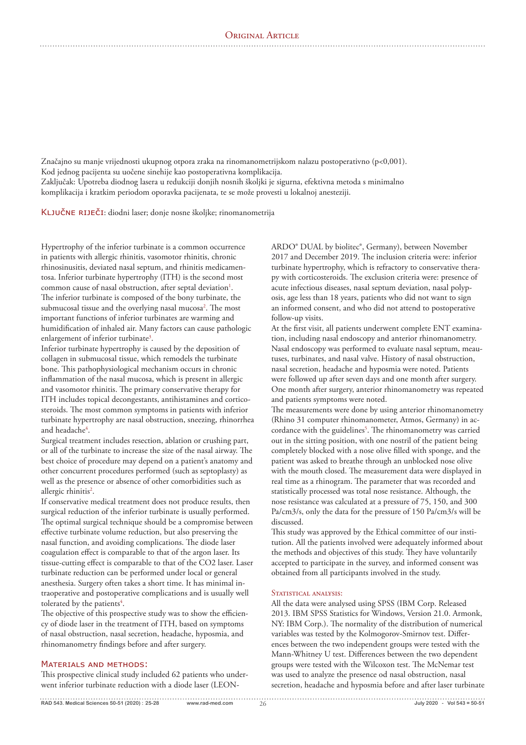Značajno su manje vrijednosti ukupnog otpora zraka na rinomanometrijskom nalazu postoperativno (p<0,001). Kod jednog pacijenta su uočene sinehije kao postoperativna komplikacija.
Zaključak: Upotreba diodnog lasera u redukciji donjih nosnih školjki je sigurna, efektivna metoda s minimalno komplikacija i kratkim periodom oporavka pacijenata, te se može provesti u lokalnoj anesteziji.

**Ključne riječi**: diodni laser; donje nosne školjke; rinomanometrija

Hypertrophy of the inferior turbinate is a common occurrence in patients with allergic rhinitis, vasomotor rhinitis, chronic rhinosinusitis, deviated nasal septum, and rhinitis medicamentosa. Inferior turbinate hypertrophy (ITH) is the second most common cause of nasal obstruction, after septal deviation[1]. The inferior turbinate is composed of the bony turbinate, the submucosal tissue and the overlying nasal mucosa[2]. The most important functions of inferior turbinates are warming and humidification of inhaled air. Many factors can cause pathologic enlargement of inferior turbinate[3].

Inferior turbinate hypertrophy is caused by the deposition of collagen in submucosal tissue, which remodels the turbinate bone. This pathophysiological mechanism occurs in chronic inflammation of the nasal mucosa, which is present in allergic and vasomotor rhinitis. The primary conservative therapy for ITH includes topical decongestants, antihistamines and corticosteroids. The most common symptoms in patients with inferior turbinate hypertrophy are nasal obstruction, sneezing, rhinorrhea and headache[4].

Surgical treatment includes resection, ablation or crushing part, or all of the turbinate to increase the size of the nasal airway. The best choice of procedure may depend on a patient's anatomy and other concurrent procedures performed (such as septoplasty) as well as the presence or absence of other comorbidities such as allergic rhinitis[2].

If conservative medical treatment does not produce results, then surgical reduction of the inferior turbinate is usually performed. The optimal surgical technique should be a compromise between effective turbinate volume reduction, but also preserving the nasal function, and avoiding complications. The diode laser coagulation effect is comparable to that of the argon laser. Its tissue-cutting effect is comparable to that of the $CO_2$ laser. Laser turbinate reduction can be performed under local or general anesthesia. Surgery often takes a short time. It has minimal intraoperative and postoperative complications and is usually well tolerated by the patients[4].

The objective of this prospective study was to show the efficiency of diode laser in the treatment of ITH, based on symptoms of nasal obstruction, nasal secretion, headache, hyposmia, and rhinomanometry findings before and after surgery.

## Materials and methods:

This prospective clinical study included 62 patients who underwent inferior turbinate reduction with a diode laser (LEONARDO® DUAL by biolitec®, Germany), between November 2017 and December 2019. The inclusion criteria were: inferior turbinate hypertrophy, which is refractory to conservative therapy with corticosteroids. The exclusion criteria were: presence of acute infectious diseases, nasal septum deviation, nasal polyposis, age less than 18 years, patients who did not want to sign an informed consent, and who did not attend to postoperative follow-up visits.

At the first visit, all patients underwent complete ENT examination, including nasal endoscopy and anterior rhinomanometry. Nasal endoscopy was performed to evaluate nasal septum, meatuses, turbinates, and nasal valve. History of nasal obstruction, nasal secretion, headache and hyposmia were noted. Patients were followed up after seven days and one month after surgery. One month after surgery, anterior rhinomanometry was repeated and patients symptoms were noted.

The measurements were done by using anterior rhinomanometry (Rhino 31 computer rhinomanometer, Atmos, Germany) in accordance with the guidelines[5]. The rhinomanometry was carried out in the sitting position, with one nostril of the patient being completely blocked with a nose olive filled with sponge, and the patient was asked to breathe through an unblocked nose olive with the mouth closed. The measurement data were displayed in real time as a rhinogram. The parameter that was recorded and statistically processed was total nose resistance. Although, the nose resistance was calculated at a pressure of 75, 150, and 300 Pa/cm3/s, only the data for the pressure of 150 Pa/cm3/s will be discussed.

This study was approved by the Ethical committee of our institution. All the patients involved were adequately informed about the methods and objectives of this study. They have voluntarily accepted to participate in the survey, and informed consent was obtained from all participants involved in the study.

### Statistical analysis:

All the data were analysed using SPSS (IBM Corp. Released 2013. IBM SPSS Statistics for Windows, Version 21.0. Armonk, NY: IBM Corp.). The normality of the distribution of numerical variables was tested by the Kolmogorov-Smirnov test. Differences between the two independent groups were tested with the Mann-Whitney U test. Differences between the two dependent groups were tested with the Wilcoxon test. The McNemar test was used to analyze the presence od nasal obstruction, nasal secretion, headache and hyposmia before and after laser turbinate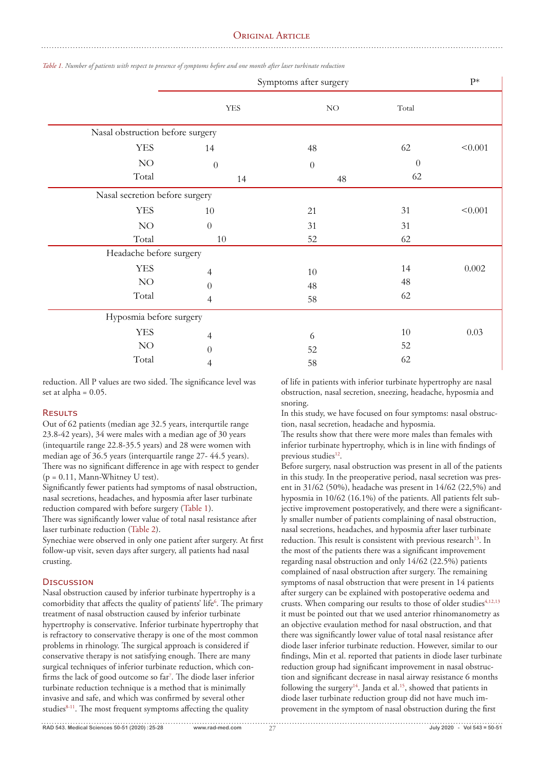*Table 1. Number of patients with respect to presence of symptoms before and one month after laser turbinate reduction*

| | Symptoms after surgery | | | P* |
|---|---|---|---|---|
| | YES | NO | Total | |
| **Nasal obstruction before surgery** | | | | |
| YES | 14 | 48 | 62 | <0.001 |
| NO | 0 | 0 | 0 | |
| Total | 14 | 48 | 62 | |
| **Nasal secretion before surgery** | | | | |
| YES | 10 | 21 | 31 | <0.001 |
| NO | 0 | 31 | 31 | |
| Total | 10 | 52 | 62 | |
| **Headache before surgery** | | | | |
| YES | 4 | 10 | 14 | 0.002 |
| NO | 0 | 48 | 48 | |
| Total | 4 | 58 | 62 | |
| **Hyposmia before surgery** | | | | |
| YES | 4 | 6 | 10 | 0.03 |
| NO | 0 | 52 | 52 | |
| Total | 4 | 58 | 62 | |

reduction. All P values are two sided. The significance level was set at alpha = 0.05.

## Results

Out of 62 patients (median age 32.5 years, interqurtile range 23.8-42 years), 34 were males with a median age of 30 years (intequartile range 22.8-35.5 years) and 28 were women with median age of 36.5 years (interquartile range 27- 44.5 years). There was no significant difference in age with respect to gender ($p = 0.11$, Mann-Whitney U test).

Significantly fewer patients had symptoms of nasal obstruction, nasal secretions, headaches, and hyposmia after laser turbinate reduction compared with before surgery (Table 1).

There was significantly lower value of total nasal resistance after laser turbinate reduction (Table 2).

Synechiae were observed in only one patient after surgery. At first follow-up visit, seven days after surgery, all patients had nasal crusting.

## Discussion

Nasal obstruction caused by inferior turbinate hypertrophy is a comorbidity that affects the quality of patients' life[6]. The primary treatment of nasal obstruction caused by inferior turbinate hypertrophy is conservative. Inferior turbinate hypertrophy that is refractory to conservative therapy is one of the most common problems in rhinology. The surgical approach is considered if conservative therapy is not satisfying enough. There are many surgical techniques of inferior turbinate reduction, which confirms the lack of good outcome so far[7]. The diode laser inferior turbinate reduction technique is a method that is minimally invasive and safe, and which was confirmed by several other studies[8-11]. The most frequent symptoms affecting the quality of life in patients with inferior turbinate hypertrophy are nasal obstruction, nasal secretion, sneezing, headache, hyposmia and snoring.

In this study, we have focused on four symptoms: nasal obstruction, nasal secretion, headache and hyposmia.

The results show that there were more males than females with inferior turbinate hypertrophy, which is in line with findings of previous studies[12].

Before surgery, nasal obstruction was present in all of the patients in this study. In the preoperative period, nasal secretion was present in 31/62 (50%), headache was present in 14/62 (22,5%) and hyposmia in 10/62 (16.1%) of the patients. All patients felt subjective improvement postoperatively, and there were a significantly smaller number of patients complaining of nasal obstruction, nasal secretions, headaches, and hyposmia after laser turbinate reduction. This result is consistent with previous research[13]. In the most of the patients there was a significant improvement regarding nasal obstruction and only 14/62 (22.5%) patients complained of nasal obstruction after surgery. The remaining symptoms of nasal obstruction that were present in 14 patients after surgery can be explained with postoperative oedema and crusts. When comparing our results to those of older studies[4,12,13] it must be pointed out that we used anterior rhinomanometry as an objective evaulation method for nasal obstruction, and that there was significantly lower value of total nasal resistance after diode laser inferior turbinate reduction. However, similar to our findings, Min et al. reported that patients in diode laser turbinate reduction group had significant improvement in nasal obstruction and significant decrease in nasal airway resistance 6 months following the surgery[14]. Janda et al.[15], showed that patients in diode laser turbinate reduction group did not have much improvement in the symptom of nasal obstruction during the first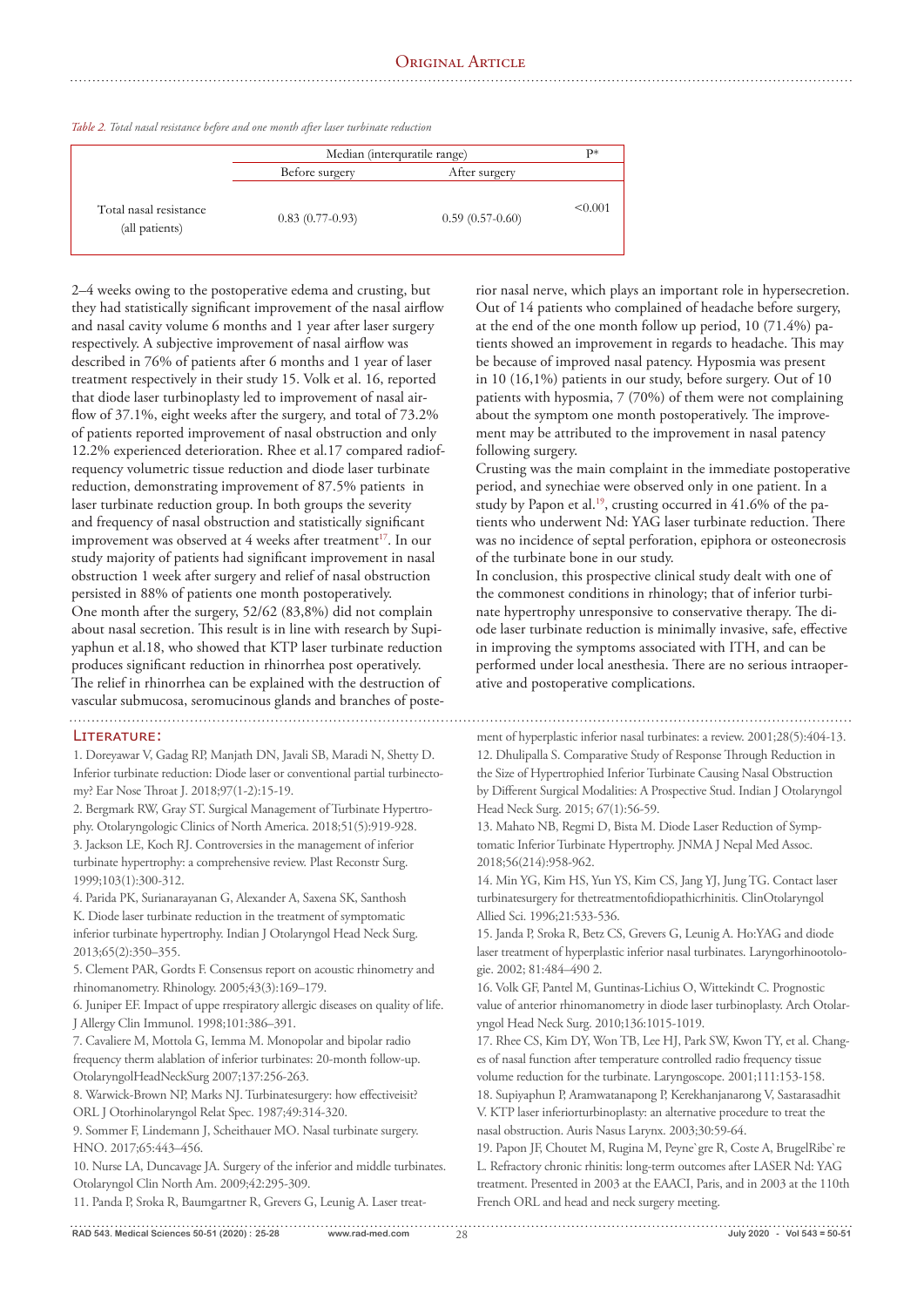*Table 2. Total nasal resistance before and one month after laser turbinate reduction*

| | Median (interquratile range) | | P* |
|---|---|---|---|
| | Before surgery | After surgery | |
| Total nasal resistance (all patients) | 0.83 (0.77-0.93) | 0.59 (0.57-0.60) | <0.001 |

2–4 weeks owing to the postoperative edema and crusting, but they had statistically significant improvement of the nasal airflow and nasal cavity volume 6 months and 1 year after laser surgery respectively. A subjective improvement of nasal airflow was described in 76% of patients after 6 months and 1 year of laser treatment respectively in their study 15. Volk et al. 16, reported that diode laser turbinoplasty led to improvement of nasal airflow of 37.1%, eight weeks after the surgery, and total of 73.2% of patients reported improvement of nasal obstruction and only 12.2% experienced deterioration. Rhee et al.17 compared radiofrequency volumetric tissue reduction and diode laser turbinate reduction, demonstrating improvement of 87.5% patients in laser turbinate reduction group. In both groups the severity and frequency of nasal obstruction and statistically significant improvement was observed at 4 weeks after treatment[17]. In our study majority of patients had significant improvement in nasal obstruction 1 week after surgery and relief of nasal obstruction persisted in 88% of patients one month postoperatively.

One month after the surgery, 52/62 (83,8%) did not complain about nasal secretion. This result is in line with research by Supiyaphun et al.18, who showed that KTP laser turbinate reduction produces significant reduction in rhinorrhea post operatively. The relief in rhinorrhea can be explained with the destruction of vascular submucosa, seromucinous glands and branches of posterior nasal nerve, which plays an important role in hypersecretion. Out of 14 patients who complained of headache before surgery, at the end of the one month follow up period, 10 (71.4%) patients showed an improvement in regards to headache. This may be because of improved nasal patency. Hyposmia was present in 10 (16,1%) patients in our study, before surgery. Out of 10 patients with hyposmia, 7 (70%) of them were not complaining about the symptom one month postoperatively. The improvement may be attributed to the improvement in nasal patency following surgery.

Crusting was the main complaint in the immediate postoperative period, and synechiae were observed only in one patient. In a study by Papon et al.[19], crusting occurred in 41.6% of the patients who underwent Nd: YAG laser turbinate reduction. There was no incidence of septal perforation, epiphora or osteonecrosis of the turbinate bone in our study.

In conclusion, this prospective clinical study dealt with one of the commonest conditions in rhinology; that of inferior turbinate hypertrophy unresponsive to conservative therapy. The diode laser turbinate reduction is minimally invasive, safe, effective in improving the symptoms associated with ITH, and can be performed under local anesthesia. There are no serious intraoperative and postoperative complications.

## Literature:

1. Doreyawar V, Gadag RP, Manjath DN, Javali SB, Maradi N, Shetty D. Inferior turbinate reduction: Diode laser or conventional partial turbinectomy? Ear Nose Throat J. 2018;97(1-2):15-19.
2. Bergmark RW, Gray ST. Surgical Management of Turbinate Hypertrophy. Otolaryngologic Clinics of North America. 2018;51(5):919-928.
3. Jackson LE, Koch RJ. Controversies in the management of inferior turbinate hypertrophy: a comprehensive review. Plast Reconstr Surg. 1999;103(1):300-312.
4. Parida PK, Surianarayanan G, Alexander A, Saxena SK, Santhosh K. Diode laser turbinate reduction in the treatment of symptomatic inferior turbinate hypertrophy. Indian J Otolaryngol Head Neck Surg. 2013;65(2):350–355.
5. Clement PAR, Gordts F. Consensus report on acoustic rhinometry and rhinomanometry. Rhinology. 2005;43(3):169–179.
6. Juniper EF. Impact of uppe rrespiratory allergic diseases on quality of life. J Allergy Clin Immunol. 1998;101:386–391.
7. Cavaliere M, Mottola G, Iemma M. Monopolar and bipolar radio frequency therm alablation of inferior turbinates: 20-month follow-up. OtolaryngolHeadNeckSurg 2007;137:256-263.
8. Warwick-Brown NP, Marks NJ. Turbinatesurgery: how effectiveisit? ORL J Otorhinolaryngol Relat Spec. 1987;49:314-320.
9. Sommer F, Lindemann J, Scheithauer MO. Nasal turbinate surgery. HNO. 2017;65:443–456.
10. Nurse LA, Duncavage JA. Surgery of the inferior and middle turbinates. Otolaryngol Clin North Am. 2009;42:295-309.
11. Panda P, Sroka R, Baumgartner R, Grevers G, Leunig A. Laser treatment of hyperplastic inferior nasal turbinates: a review. 2001;28(5):404-13.
12. Dhulipalla S. Comparative Study of Response Through Reduction in the Size of Hypertrophied Inferior Turbinate Causing Nasal Obstruction by Different Surgical Modalities: A Prospective Stud. Indian J Otolaryngol Head Neck Surg. 2015; 67(1):56-59.
13. Mahato NB, Regmi D, Bista M. Diode Laser Reduction of Symptomatic Inferior Turbinate Hypertrophy. JNMA J Nepal Med Assoc. 2018;56(214):958-962.
14. Min YG, Kim HS, Yun YS, Kim CS, Jang YJ, Jung TG. Contact laser turbinatesurgery for thetreatmentofidiopathicrhinitis. ClinOtolaryngol Allied Sci. 1996;21:533-536.
15. Janda P, Sroka R, Betz CS, Grevers G, Leunig A. Ho:YAG and diode laser treatment of hyperplastic inferior nasal turbinates. Laryngorhinootologie. 2002; 81:484–490 2.
16. Volk GF, Pantel M, Guntinas-Lichius O, Wittekindt C. Prognostic value of anterior rhinomanometry in diode laser turbinoplasty. Arch Otolaryngol Head Neck Surg. 2010;136:1015-1019.
17. Rhee CS, Kim DY, Won TB, Lee HJ, Park SW, Kwon TY, et al. Changes of nasal function after temperature controlled radio frequency tissue volume reduction for the turbinate. Laryngoscope. 2001;111:153-158.
18. Supiyaphun P, Aramwatanapong P, Kerekhanjanarong V, Sastarasadhit V. KTP laser inferiorturbinoplasty: an alternative procedure to treat the nasal obstruction. Auris Nasus Larynx. 2003;30:59-64.
19. Papon JF, Choutet M, Rugina M, Peyne`gre R, Coste A, BrugelRibe`re L. Refractory chronic rhinitis: long-term outcomes after LASER Nd: YAG treatment. Presented in 2003 at the EAACI, Paris, and in 2003 at the 110th French ORL and head and neck surgery meeting.